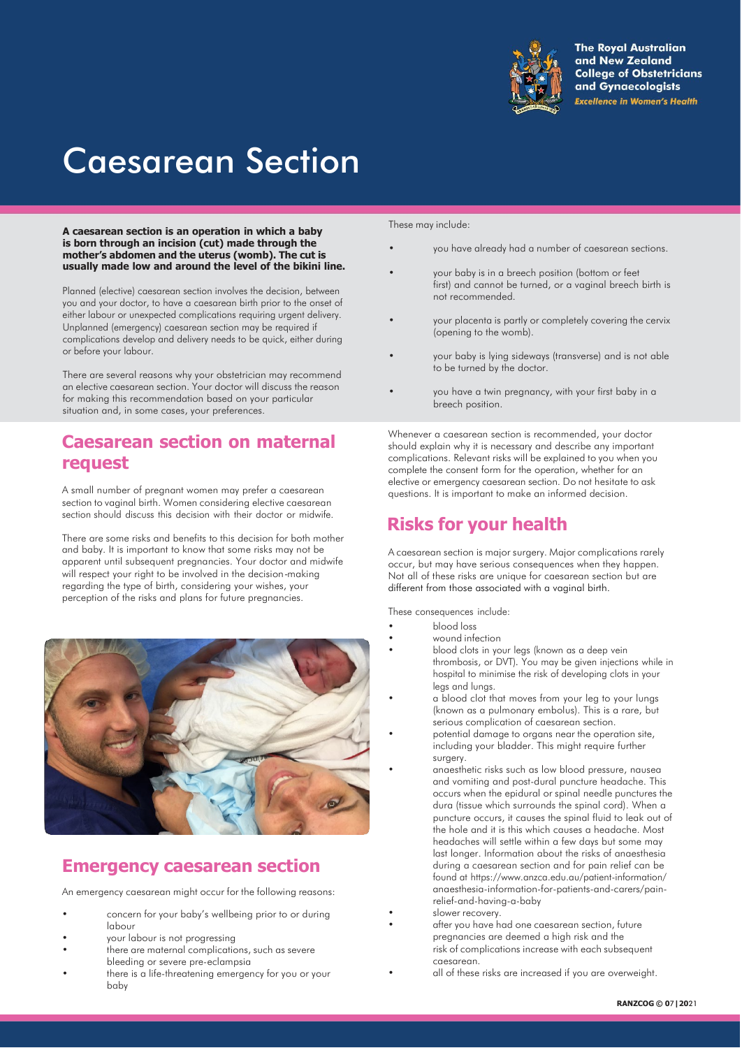The Royal Australian and New Zealand College of Obstetricians and Gynaecologists
*Excellence in Women's Health*

# Caesarean Section

**A caesarean section is an operation in which a baby is born through an incision (cut) made through the mother's abdomen and the uterus (womb). The cut is usually made low and around the level of the bikini line.**

Planned (elective) caesarean section involves the decision, between you and your doctor, to have a caesarean birth prior to the onset of either labour or unexpected complications requiring urgent delivery. Unplanned (emergency) caesarean section may be required if complications develop and delivery needs to be quick, either during or before your labour.

There are several reasons why your obstetrician may recommend an elective caesarean section. Your doctor will discuss the reason for making this recommendation based on your particular situation and, in some cases, your preferences.

These may include:

- you have already had a number of caesarean sections.
- your baby is in a breech position (bottom or feet first) and cannot be turned, or a vaginal breech birth is not recommended.
- your placenta is partly or completely covering the cervix (opening to the womb).
- your baby is lying sideways (transverse) and is not able to be turned by the doctor.
- you have a twin pregnancy, with your first baby in a breech position.

Whenever a caesarean section is recommended, your doctor should explain why it is necessary and describe any important complications. Relevant risks will be explained to you when you complete the consent form for the operation, whether for an elective or emergency caesarean section. Do not hesitate to ask questions. It is important to make an informed decision.

## Caesarean section on maternal request

A small number of pregnant women may prefer a caesarean section to vaginal birth. Women considering elective caesarean section should discuss this decision with their doctor or midwife.

There are some risks and benefits to this decision for both mother and baby. It is important to know that some risks may not be apparent until subsequent pregnancies. Your doctor and midwife will respect your right to be involved in the decision-making regarding the type of birth, considering your wishes, your perception of the risks and plans for future pregnancies.

## Emergency caesarean section

An emergency caesarean might occur for the following reasons:

- concern for your baby's wellbeing prior to or during labour
- your labour is not progressing
- there are maternal complications, such as severe bleeding or severe pre-eclampsia
- there is a life-threatening emergency for you or your baby

## Risks for your health

A caesarean section is major surgery. Major complications rarely occur, but may have serious consequences when they happen. Not all of these risks are unique for caesarean section but are different from those associated with a vaginal birth.

These consequences include:

- blood loss
- wound infection
- blood clots in your legs (known as a deep vein thrombosis, or DVT). You may be given injections while in hospital to minimise the risk of developing clots in your legs and lungs.
- a blood clot that moves from your leg to your lungs (known as a pulmonary embolus). This is a rare, but serious complication of caesarean section.
- potential damage to organs near the operation site, including your bladder. This might require further surgery.
- anaesthetic risks such as low blood pressure, nausea and vomiting and post-dural puncture headache. This occurs when the epidural or spinal needle punctures the dura (tissue which surrounds the spinal cord). When a puncture occurs, it causes the spinal fluid to leak out of the hole and it is this which causes a headache. Most headaches will settle within a few days but some may last longer. Information about the risks of anaesthesia during a caesarean section and for pain relief can be found at https://www.anzca.edu.au/patient-information/anaesthesia-information-for-patients-and-carers/pain-relief-and-having-a-baby
- slower recovery.
- after you have had one caesarean section, future pregnancies are deemed a high risk and the risk of complications increase with each subsequent caesarean.
- all of these risks are increased if you are overweight.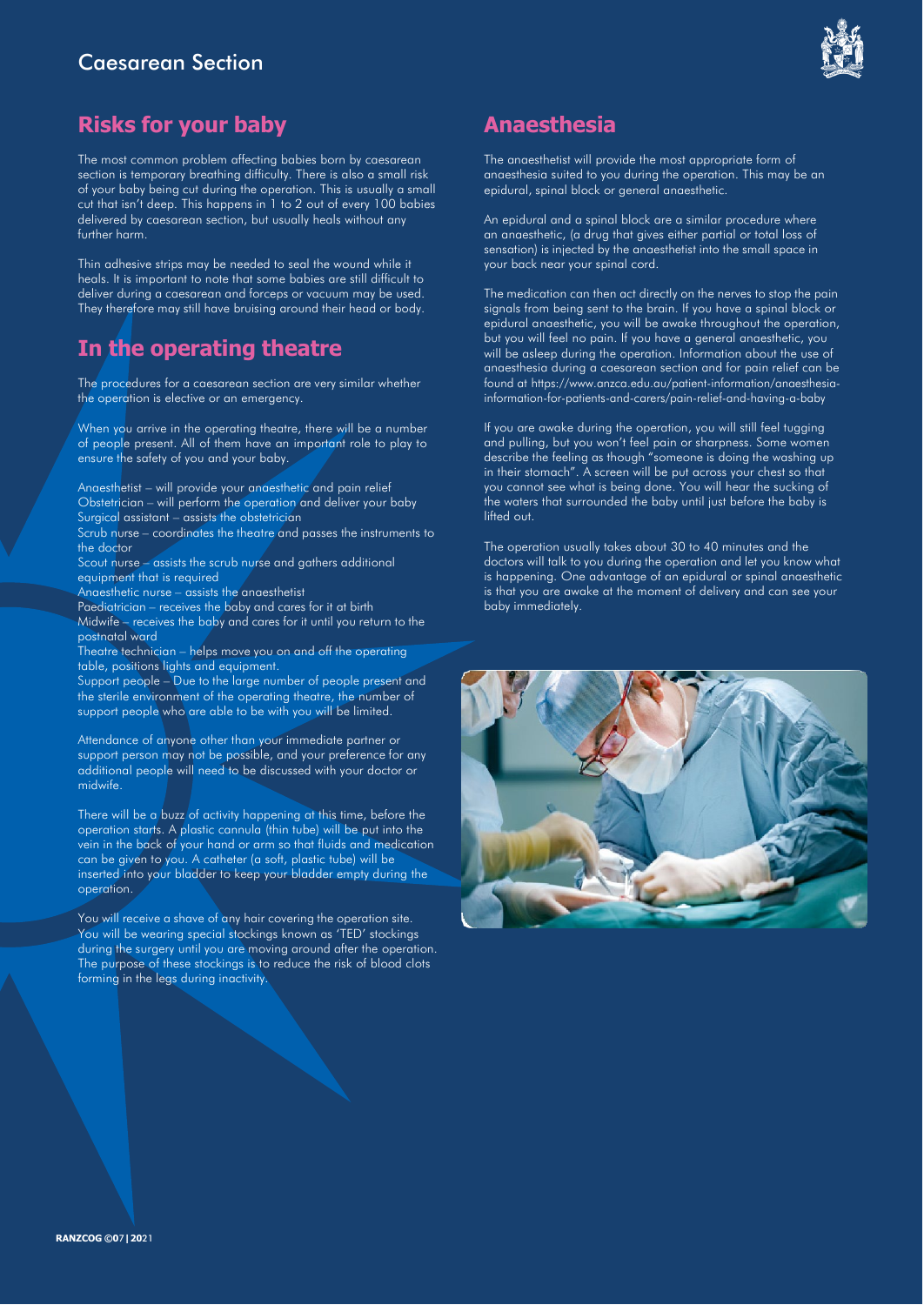## Risks for your baby

The most common problem affecting babies born by caesarean section is temporary breathing difficulty. There is also a small risk of your baby being cut during the operation. This is usually a small cut that isn't deep. This happens in 1 to 2 out of every 100 babies delivered by caesarean section, but usually heals without any further harm.

Thin adhesive strips may be needed to seal the wound while it heals. It is important to note that some babies are still difficult to deliver during a caesarean and forceps or vacuum may be used. They therefore may still have bruising around their head or body.

## In the operating theatre

The procedures for a caesarean section are very similar whether the operation is elective or an emergency.

When you arrive in the operating theatre, there will be a number of people present. All of them have an important role to play to ensure the safety of you and your baby.

Anaesthetist – will provide your anaesthetic and pain relief
Obstetrician – will perform the operation and deliver your baby
Surgical assistant – assists the obstetrician
Scrub nurse – coordinates the theatre and passes the instruments to the doctor
Scout nurse – assists the scrub nurse and gathers additional equipment that is required
Anaesthetic nurse – assists the anaesthetist
Paediatrician – receives the baby and cares for it at birth
Midwife – receives the baby and cares for it until you return to the postnatal ward
Theatre technician – helps move you on and off the operating table, positions lights and equipment.
Support people – Due to the large number of people present and the sterile environment of the operating theatre, the number of support people who are able to be with you will be limited.

Attendance of anyone other than your immediate partner or support person may not be possible, and your preference for any additional people will need to be discussed with your doctor or midwife.

There will be a buzz of activity happening at this time, before the operation starts. A plastic cannula (thin tube) will be put into the vein in the back of your hand or arm so that fluids and medication can be given to you. A catheter (a soft, plastic tube) will be inserted into your bladder to keep your bladder empty during the operation.

You will receive a shave of any hair covering the operation site. You will be wearing special stockings known as 'TED' stockings during the surgery until you are moving around after the operation. The purpose of these stockings is to reduce the risk of blood clots forming in the legs during inactivity.

## Anaesthesia

The anaesthetist will provide the most appropriate form of anaesthesia suited to you during the operation. This may be an epidural, spinal block or general anaesthetic.

An epidural and a spinal block are a similar procedure where an anaesthetic, (a drug that gives either partial or total loss of sensation) is injected by the anaesthetist into the small space in your back near your spinal cord.

The medication can then act directly on the nerves to stop the pain signals from being sent to the brain. If you have a spinal block or epidural anaesthetic, you will be awake throughout the operation, but you will feel no pain. If you have a general anaesthetic, you will be asleep during the operation. Information about the use of anaesthesia during a caesarean section and for pain relief can be found at https://www.anzca.edu.au/patient-information/anaesthesia-information-for-patients-and-carers/pain-relief-and-having-a-baby

If you are awake during the operation, you will still feel tugging and pulling, but you won't feel pain or sharpness. Some women describe the feeling as though "someone is doing the washing up in their stomach". A screen will be put across your chest so that you cannot see what is being done. You will hear the sucking of the waters that surrounded the baby until just before the baby is lifted out.

The operation usually takes about 30 to 40 minutes and the doctors will talk to you during the operation and let you know what is happening. One advantage of an epidural or spinal anaesthetic is that you are awake at the moment of delivery and can see your baby immediately.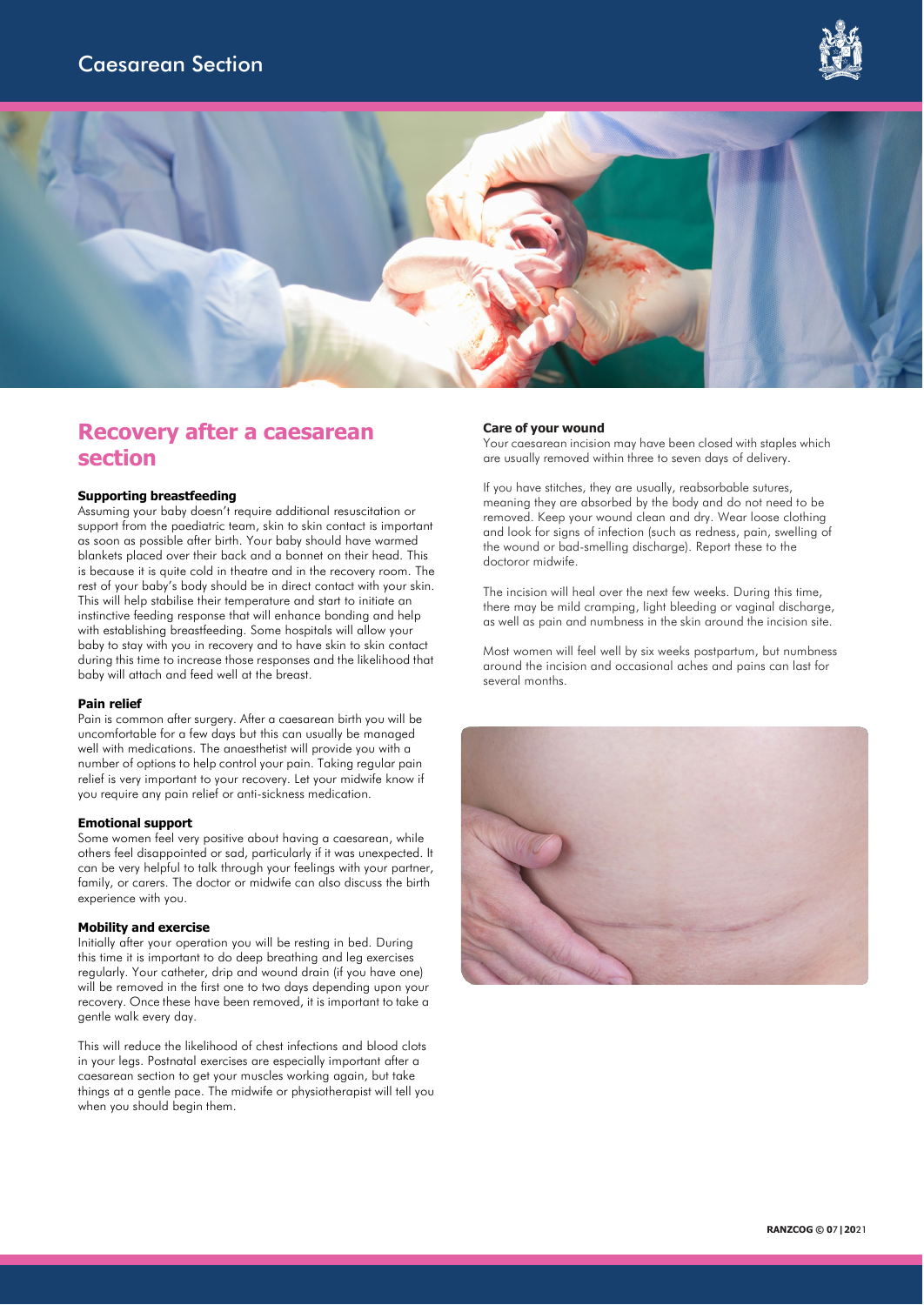# Recovery after a caesarean section

**Supporting breastfeeding**

Assuming your baby doesn't require additional resuscitation or support from the paediatric team, skin to skin contact is important as soon as possible after birth. Your baby should have warmed blankets placed over their back and a bonnet on their head. This is because it is quite cold in theatre and in the recovery room. The rest of your baby's body should be in direct contact with your skin. This will help stabilise their temperature and start to initiate an instinctive feeding response that will enhance bonding and help with establishing breastfeeding. Some hospitals will allow your baby to stay with you in recovery and to have skin to skin contact during this time to increase those responses and the likelihood that baby will attach and feed well at the breast.

**Pain relief**

Pain is common after surgery. After a caesarean birth you will be uncomfortable for a few days but this can usually be managed well with medications. The anaesthetist will provide you with a number of options to help control your pain. Taking regular pain relief is very important to your recovery. Let your midwife know if you require any pain relief or anti-sickness medication.

**Emotional support**

Some women feel very positive about having a caesarean, while others feel disappointed or sad, particularly if it was unexpected. It can be very helpful to talk through your feelings with your partner, family, or carers. The doctor or midwife can also discuss the birth experience with you.

**Mobility and exercise**

Initially after your operation you will be resting in bed. During this time it is important to do deep breathing and leg exercises regularly. Your catheter, drip and wound drain (if you have one) will be removed in the first one to two days depending upon your recovery. Once these have been removed, it is important to take a gentle walk every day.

This will reduce the likelihood of chest infections and blood clots in your legs. Postnatal exercises are especially important after a caesarean section to get your muscles working again, but take things at a gentle pace. The midwife or physiotherapist will tell you when you should begin them.

**Care of your wound**

Your caesarean incision may have been closed with staples which are usually removed within three to seven days of delivery.

If you have stitches, they are usually, reabsorbable sutures, meaning they are absorbed by the body and do not need to be removed. Keep your wound clean and dry. Wear loose clothing and look for signs of infection (such as redness, pain, swelling of the wound or bad-smelling discharge). Report these to the doctoror midwife.

The incision will heal over the next few weeks. During this time, there may be mild cramping, light bleeding or vaginal discharge, as well as pain and numbness in the skin around the incision site.

Most women will feel well by six weeks postpartum, but numbness around the incision and occasional aches and pains can last for several months.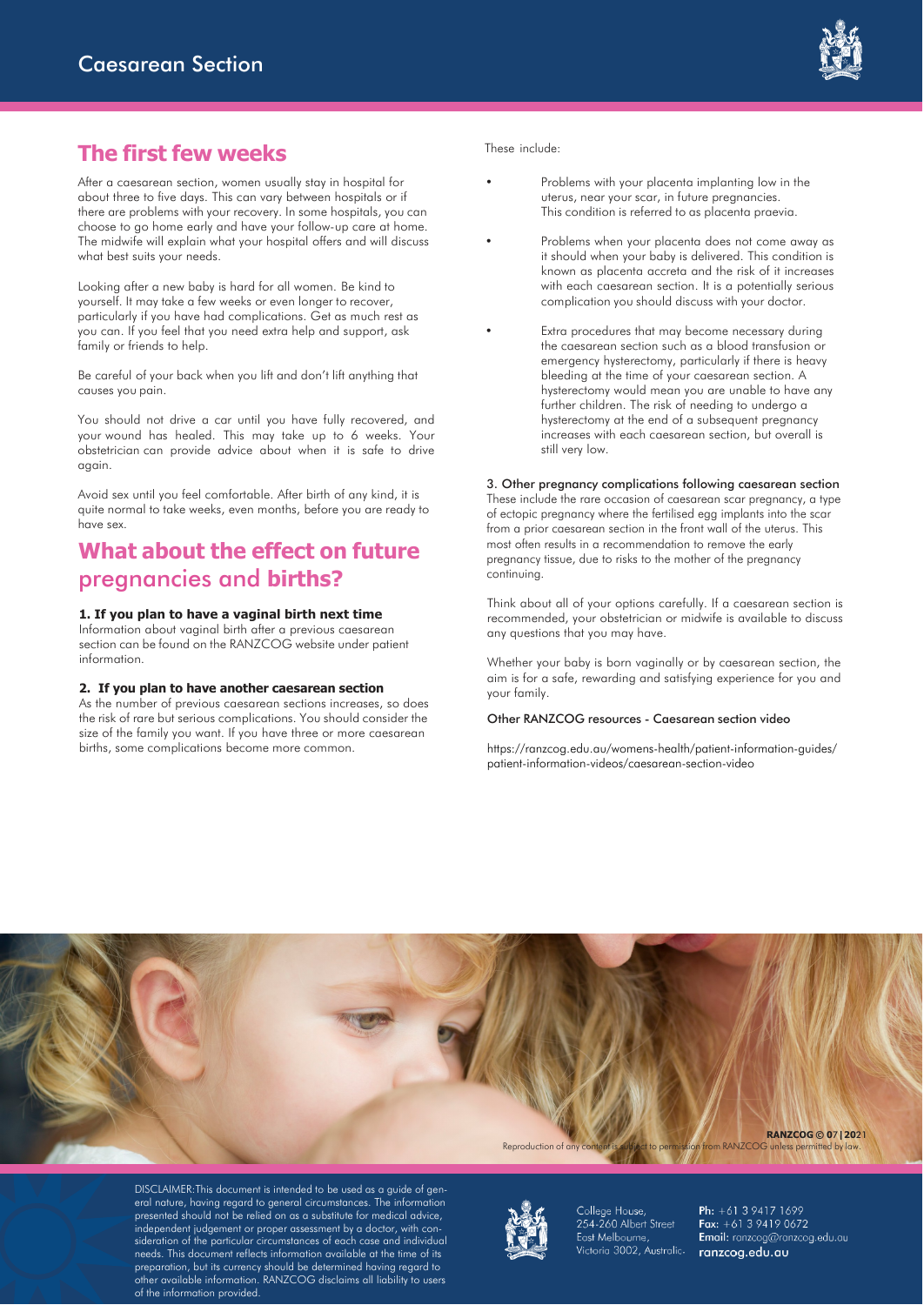## The first few weeks

After a caesarean section, women usually stay in hospital for about three to five days. This can vary between hospitals or if there are problems with your recovery. In some hospitals, you can choose to go home early and have your follow-up care at home. The midwife will explain what your hospital offers and will discuss what best suits your needs.

Looking after a new baby is hard for all women. Be kind to yourself. It may take a few weeks or even longer to recover, particularly if you have had complications. Get as much rest as you can. If you feel that you need extra help and support, ask family or friends to help.

Be careful of your back when you lift and don't lift anything that causes you pain.

You should not drive a car until you have fully recovered, and your wound has healed. This may take up to 6 weeks. Your obstetrician can provide advice about when it is safe to drive again.

Avoid sex until you feel comfortable. After birth of any kind, it is quite normal to take weeks, even months, before you are ready to have sex.

## What about the effect on future pregnancies and births?

**1. If you plan to have a vaginal birth next time**

Information about vaginal birth after a previous caesarean section can be found on the RANZCOG website under patient information.

**2. If you plan to have another caesarean section**

As the number of previous caesarean sections increases, so does the risk of rare but serious complications. You should consider the size of the family you want. If you have three or more caesarean births, some complications become more common.

These include:

- Problems with your placenta implanting low in the uterus, near your scar, in future pregnancies. This condition is referred to as placenta praevia.
- Problems when your placenta does not come away as it should when your baby is delivered. This condition is known as placenta accreta and the risk of it increases with each caesarean section. It is a potentially serious complication you should discuss with your doctor.
- Extra procedures that may become necessary during the caesarean section such as a blood transfusion or emergency hysterectomy, particularly if there is heavy bleeding at the time of your caesarean section. A hysterectomy would mean you are unable to have any further children. The risk of needing to undergo a hysterectomy at the end of a subsequent pregnancy increases with each caesarean section, but overall is still very low.

3. Other pregnancy complications following caesarean section

These include the rare occasion of caesarean scar pregnancy, a type of ectopic pregnancy where the fertilised egg implants into the scar from a prior caesarean section in the front wall of the uterus. This most often results in a recommendation to remove the early pregnancy tissue, due to risks to the mother of the pregnancy continuing.

Think about all of your options carefully. If a caesarean section is recommended, your obstetrician or midwife is available to discuss any questions that you may have.

Whether your baby is born vaginally or by caesarean section, the aim is for a safe, rewarding and satisfying experience for you and your family.

Other RANZCOG resources - Caesarean section video

https://ranzcog.edu.au/womens-health/patient-information-guides/patient-information-videos/caesarean-section-video

**RANZCOG © 07|2021**

Reproduction of any content is subject to permission from RANZCOG unless permitted by law.

DISCLAIMER: This document is intended to be used as a guide of general nature, having regard to general circumstances. The information presented should not be relied on as a substitute for medical advice, independent judgement or proper assessment by a doctor, with consideration of the particular circumstances of each case and individual needs. This document reflects information available at the time of its preparation, but its currency should be determined having regard to other available information. RANZCOG disclaims all liability to users of the information provided.

College House,
254-260 Albert Street
East Melbourne,
Victoria 3002, Australia

**Ph:** +61 3 9417 1699
**Fax:** +61 3 9419 0672
**Email:** ranzcog@ranzcog.edu.au
ranzcog.edu.au